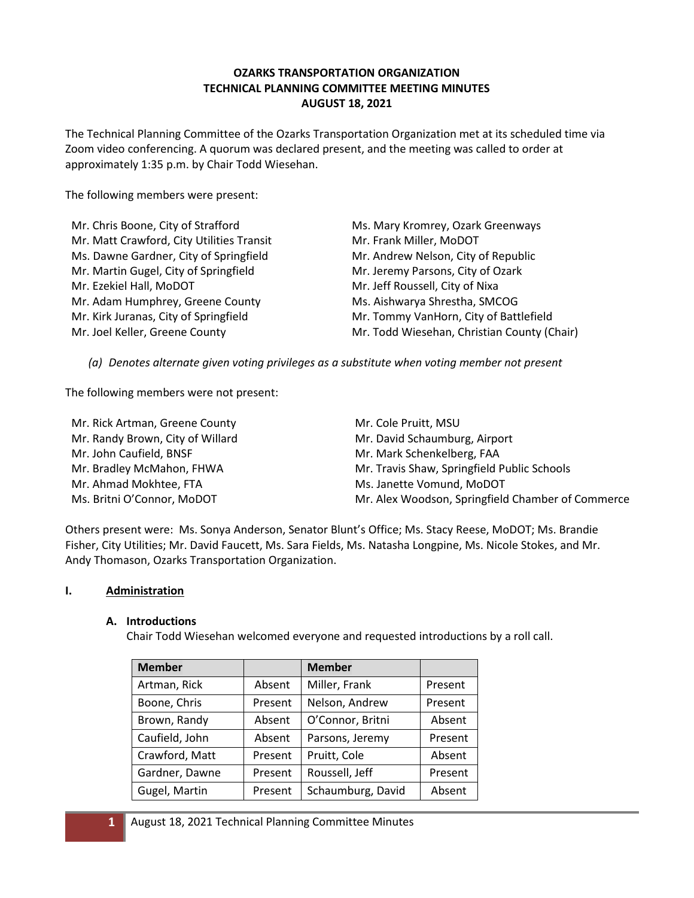**OZARKS TRANSPORTATION ORGANIZATION**
**TECHNICAL PLANNING COMMITTEE MEETING MINUTES**
**AUGUST 18, 2021**

The Technical Planning Committee of the Ozarks Transportation Organization met at its scheduled time via Zoom video conferencing. A quorum was declared present, and the meeting was called to order at approximately 1:35 p.m. by Chair Todd Wiesehan.

The following members were present:

Mr. Chris Boone, City of Strafford
Mr. Matt Crawford, City Utilities Transit
Ms. Dawne Gardner, City of Springfield
Mr. Martin Gugel, City of Springfield
Mr. Ezekiel Hall, MoDOT
Mr. Adam Humphrey, Greene County
Mr. Kirk Juranas, City of Springfield
Mr. Joel Keller, Greene County
Ms. Mary Kromrey, Ozark Greenways
Mr. Frank Miller, MoDOT
Mr. Andrew Nelson, City of Republic
Mr. Jeremy Parsons, City of Ozark
Mr. Jeff Roussell, City of Nixa
Ms. Aishwarya Shrestha, SMCOG
Mr. Tommy VanHorn, City of Battlefield
Mr. Todd Wiesehan, Christian County (Chair)

*(a) Denotes alternate given voting privileges as a substitute when voting member not present*

The following members were not present:

Mr. Rick Artman, Greene County
Mr. Randy Brown, City of Willard
Mr. John Caufield, BNSF
Mr. Bradley McMahon, FHWA
Mr. Ahmad Mokhtee, FTA
Ms. Britni O'Connor, MoDOT
Mr. Cole Pruitt, MSU
Mr. David Schaumburg, Airport
Mr. Mark Schenkelberg, FAA
Mr. Travis Shaw, Springfield Public Schools
Ms. Janette Vomund, MoDOT
Mr. Alex Woodson, Springfield Chamber of Commerce

Others present were: Ms. Sonya Anderson, Senator Blunt's Office; Ms. Stacy Reese, MoDOT; Ms. Brandie Fisher, City Utilities; Mr. David Faucett, Ms. Sara Fields, Ms. Natasha Longpine, Ms. Nicole Stokes, and Mr. Andy Thomason, Ozarks Transportation Organization.

## I. Administration

### A. Introductions

Chair Todd Wiesehan welcomed everyone and requested introductions by a roll call.

| Member | | Member | |
|---|---|---|---|
| Artman, Rick | Absent | Miller, Frank | Present |
| Boone, Chris | Present | Nelson, Andrew | Present |
| Brown, Randy | Absent | O'Connor, Britni | Absent |
| Caufield, John | Absent | Parsons, Jeremy | Present |
| Crawford, Matt | Present | Pruitt, Cole | Absent |
| Gardner, Dawne | Present | Roussell, Jeff | Present |
| Gugel, Martin | Present | Schaumburg, David | Absent |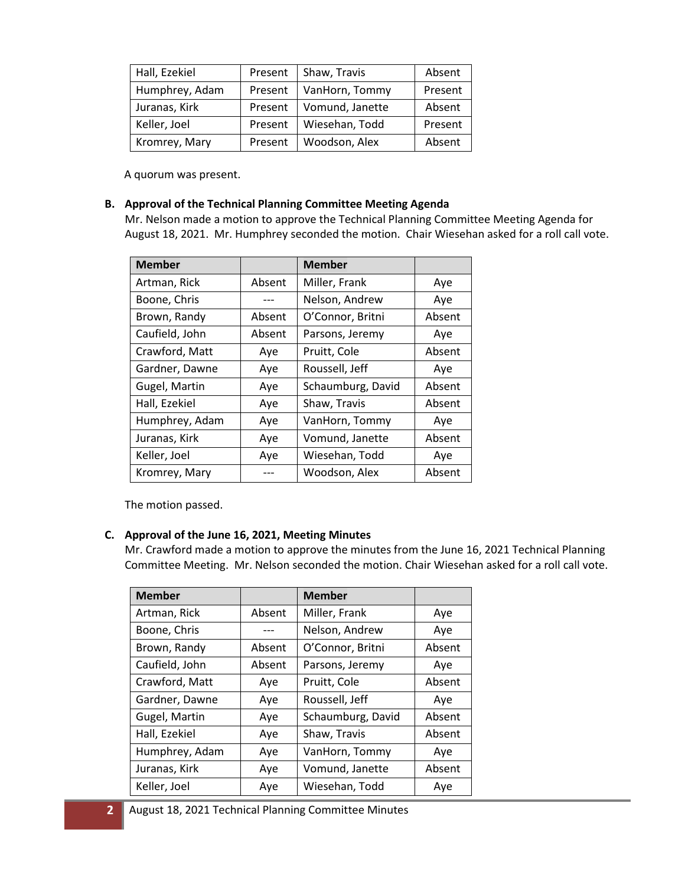| Hall, Ezekiel | Present | Shaw, Travis | Absent |
|---|---|---|---|
| Humphrey, Adam | Present | VanHorn, Tommy | Present |
| Juranas, Kirk | Present | Vomund, Janette | Absent |
| Keller, Joel | Present | Wiesehan, Todd | Present |
| Kromrey, Mary | Present | Woodson, Alex | Absent |

A quorum was present.

**B. Approval of the Technical Planning Committee Meeting Agenda**

Mr. Nelson made a motion to approve the Technical Planning Committee Meeting Agenda for August 18, 2021. Mr. Humphrey seconded the motion. Chair Wiesehan asked for a roll call vote.

| Member | | Member | |
|---|---|---|---|
| Artman, Rick | Absent | Miller, Frank | Aye |
| Boone, Chris | --- | Nelson, Andrew | Aye |
| Brown, Randy | Absent | O'Connor, Britni | Absent |
| Caufield, John | Absent | Parsons, Jeremy | Aye |
| Crawford, Matt | Aye | Pruitt, Cole | Absent |
| Gardner, Dawne | Aye | Roussell, Jeff | Aye |
| Gugel, Martin | Aye | Schaumburg, David | Absent |
| Hall, Ezekiel | Aye | Shaw, Travis | Absent |
| Humphrey, Adam | Aye | VanHorn, Tommy | Aye |
| Juranas, Kirk | Aye | Vomund, Janette | Absent |
| Keller, Joel | Aye | Wiesehan, Todd | Aye |
| Kromrey, Mary | --- | Woodson, Alex | Absent |

The motion passed.

**C. Approval of the June 16, 2021, Meeting Minutes**

Mr. Crawford made a motion to approve the minutes from the June 16, 2021 Technical Planning Committee Meeting. Mr. Nelson seconded the motion. Chair Wiesehan asked for a roll call vote.

| Member | | Member | |
|---|---|---|---|
| Artman, Rick | Absent | Miller, Frank | Aye |
| Boone, Chris | --- | Nelson, Andrew | Aye |
| Brown, Randy | Absent | O'Connor, Britni | Absent |
| Caufield, John | Absent | Parsons, Jeremy | Aye |
| Crawford, Matt | Aye | Pruitt, Cole | Absent |
| Gardner, Dawne | Aye | Roussell, Jeff | Aye |
| Gugel, Martin | Aye | Schaumburg, David | Absent |
| Hall, Ezekiel | Aye | Shaw, Travis | Absent |
| Humphrey, Adam | Aye | VanHorn, Tommy | Aye |
| Juranas, Kirk | Aye | Vomund, Janette | Absent |
| Keller, Joel | Aye | Wiesehan, Todd | Aye |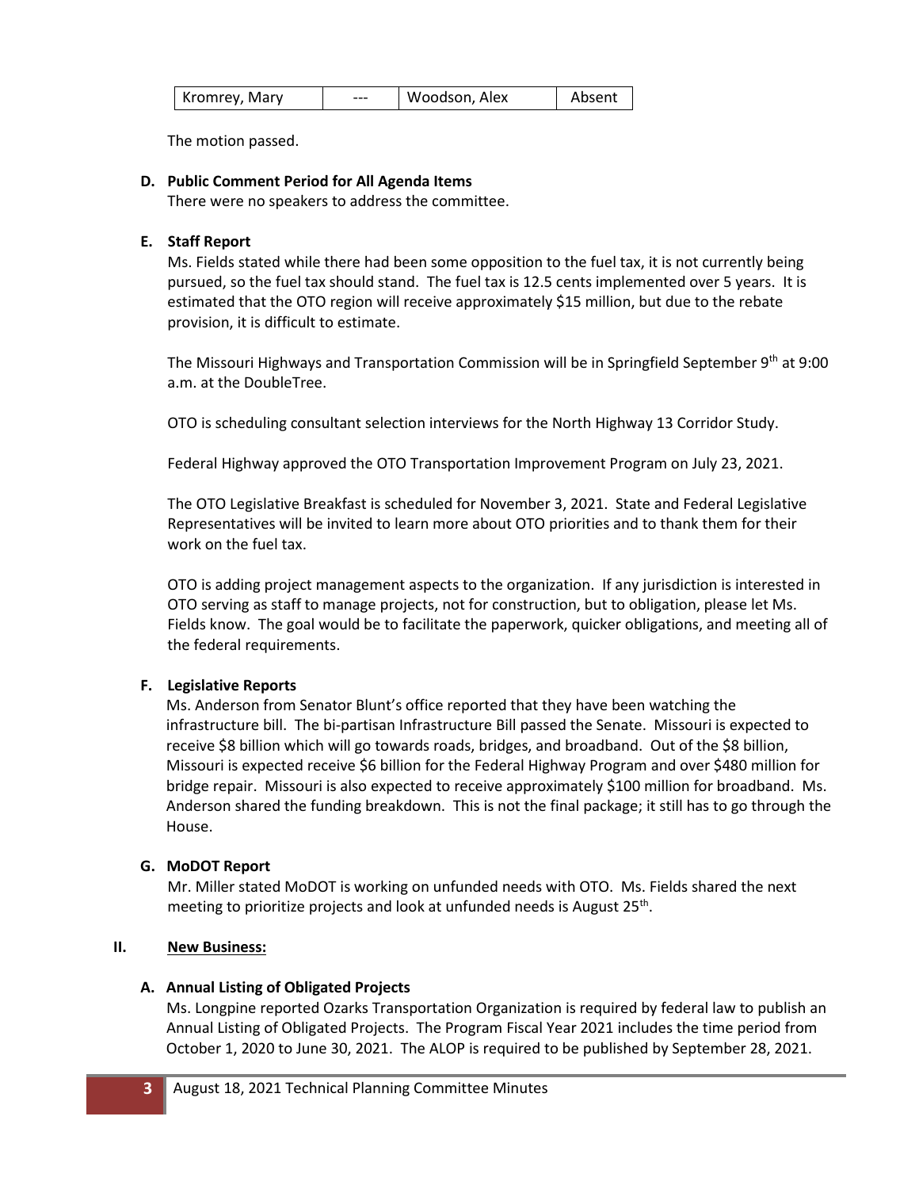| Kromrey, Mary | --- | Woodson, Alex | Absent |
|---|---|---|---|

The motion passed.

**D. Public Comment Period for All Agenda Items**

There were no speakers to address the committee.

**E. Staff Report**

Ms. Fields stated while there had been some opposition to the fuel tax, it is not currently being pursued, so the fuel tax should stand. The fuel tax is 12.5 cents implemented over 5 years. It is estimated that the OTO region will receive approximately $15 million, but due to the rebate provision, it is difficult to estimate.

The Missouri Highways and Transportation Commission will be in Springfield September 9th at 9:00 a.m. at the DoubleTree.

OTO is scheduling consultant selection interviews for the North Highway 13 Corridor Study.

Federal Highway approved the OTO Transportation Improvement Program on July 23, 2021.

The OTO Legislative Breakfast is scheduled for November 3, 2021. State and Federal Legislative Representatives will be invited to learn more about OTO priorities and to thank them for their work on the fuel tax.

OTO is adding project management aspects to the organization. If any jurisdiction is interested in OTO serving as staff to manage projects, not for construction, but to obligation, please let Ms. Fields know. The goal would be to facilitate the paperwork, quicker obligations, and meeting all of the federal requirements.

**F. Legislative Reports**

Ms. Anderson from Senator Blunt's office reported that they have been watching the infrastructure bill. The bi-partisan Infrastructure Bill passed the Senate. Missouri is expected to receive $8 billion which will go towards roads, bridges, and broadband. Out of the $8 billion, Missouri is expected receive $6 billion for the Federal Highway Program and over $480 million for bridge repair. Missouri is also expected to receive approximately $100 million for broadband. Ms. Anderson shared the funding breakdown. This is not the final package; it still has to go through the House.

**G. MoDOT Report**

Mr. Miller stated MoDOT is working on unfunded needs with OTO. Ms. Fields shared the next meeting to prioritize projects and look at unfunded needs is August 25th.

**II. New Business:**

**A. Annual Listing of Obligated Projects**

Ms. Longpine reported Ozarks Transportation Organization is required by federal law to publish an Annual Listing of Obligated Projects. The Program Fiscal Year 2021 includes the time period from October 1, 2020 to June 30, 2021. The ALOP is required to be published by September 28, 2021.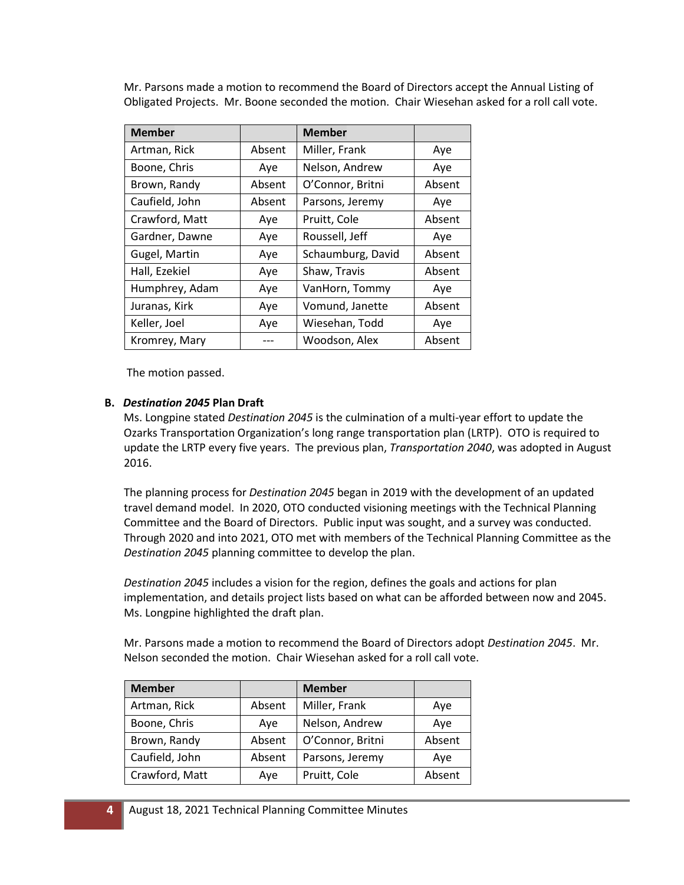Mr. Parsons made a motion to recommend the Board of Directors accept the Annual Listing of Obligated Projects. Mr. Boone seconded the motion. Chair Wiesehan asked for a roll call vote.

| Member | | Member | |
|---|---|---|---|
| Artman, Rick | Absent | Miller, Frank | Aye |
| Boone, Chris | Aye | Nelson, Andrew | Aye |
| Brown, Randy | Absent | O'Connor, Britni | Absent |
| Caufield, John | Absent | Parsons, Jeremy | Aye |
| Crawford, Matt | Aye | Pruitt, Cole | Absent |
| Gardner, Dawne | Aye | Roussell, Jeff | Aye |
| Gugel, Martin | Aye | Schaumburg, David | Absent |
| Hall, Ezekiel | Aye | Shaw, Travis | Absent |
| Humphrey, Adam | Aye | VanHorn, Tommy | Aye |
| Juranas, Kirk | Aye | Vomund, Janette | Absent |
| Keller, Joel | Aye | Wiesehan, Todd | Aye |
| Kromrey, Mary | --- | Woodson, Alex | Absent |

The motion passed.

### B. *Destination 2045* Plan Draft

Ms. Longpine stated *Destination 2045* is the culmination of a multi-year effort to update the Ozarks Transportation Organization's long range transportation plan (LRTP). OTO is required to update the LRTP every five years. The previous plan, *Transportation 2040*, was adopted in August 2016.

The planning process for *Destination 2045* began in 2019 with the development of an updated travel demand model. In 2020, OTO conducted visioning meetings with the Technical Planning Committee and the Board of Directors. Public input was sought, and a survey was conducted. Through 2020 and into 2021, OTO met with members of the Technical Planning Committee as the *Destination 2045* planning committee to develop the plan.

*Destination 2045* includes a vision for the region, defines the goals and actions for plan implementation, and details project lists based on what can be afforded between now and 2045. Ms. Longpine highlighted the draft plan.

Mr. Parsons made a motion to recommend the Board of Directors adopt *Destination 2045*. Mr. Nelson seconded the motion. Chair Wiesehan asked for a roll call vote.

| Member | | Member | |
|---|---|---|---|
| Artman, Rick | Absent | Miller, Frank | Aye |
| Boone, Chris | Aye | Nelson, Andrew | Aye |
| Brown, Randy | Absent | O'Connor, Britni | Absent |
| Caufield, John | Absent | Parsons, Jeremy | Aye |
| Crawford, Matt | Aye | Pruitt, Cole | Absent |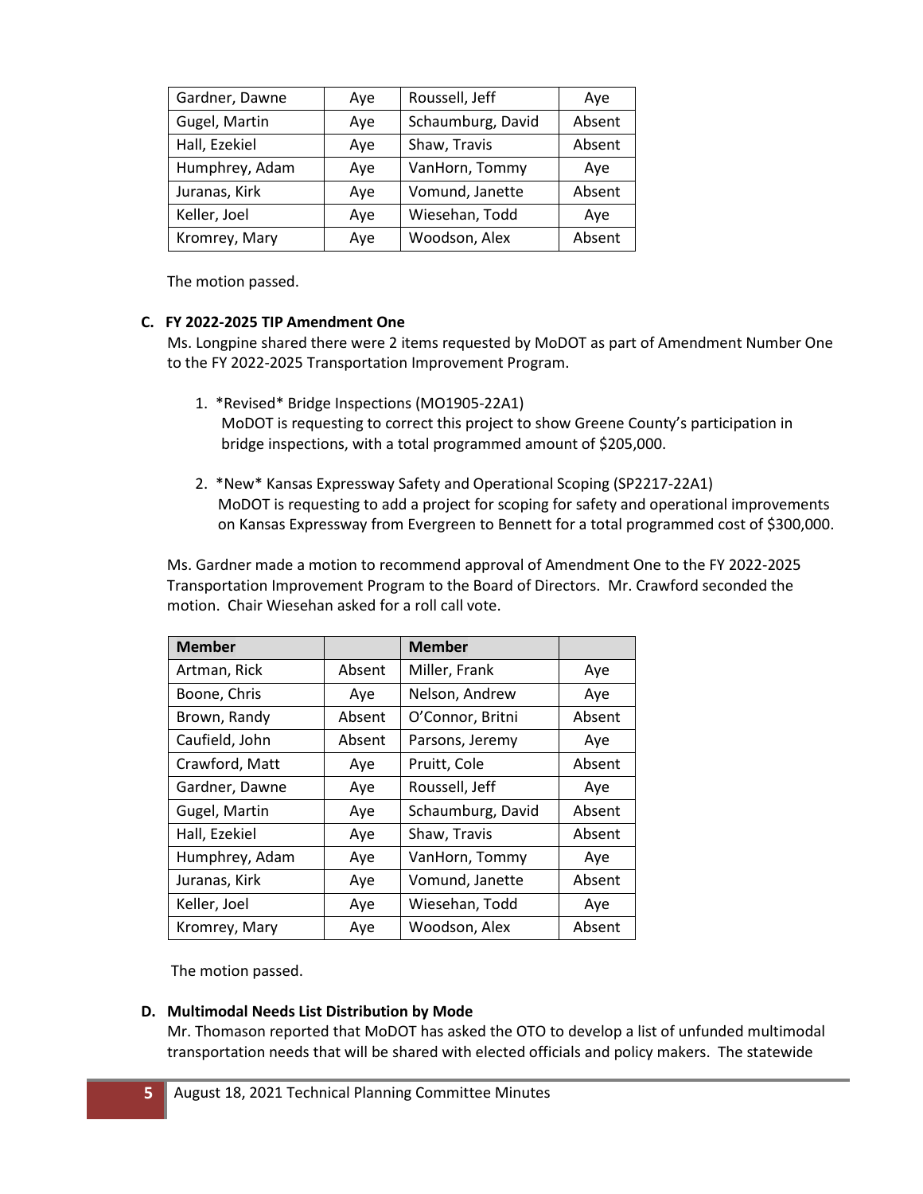| | | | |
|---|---|---|---|
| Gardner, Dawne | Aye | Roussell, Jeff | Aye |
| Gugel, Martin | Aye | Schaumburg, David | Absent |
| Hall, Ezekiel | Aye | Shaw, Travis | Absent |
| Humphrey, Adam | Aye | VanHorn, Tommy | Aye |
| Juranas, Kirk | Aye | Vomund, Janette | Absent |
| Keller, Joel | Aye | Wiesehan, Todd | Aye |
| Kromrey, Mary | Aye | Woodson, Alex | Absent |

The motion passed.

**C. FY 2022-2025 TIP Amendment One**

Ms. Longpine shared there were 2 items requested by MoDOT as part of Amendment Number One to the FY 2022-2025 Transportation Improvement Program.

1. *Revised* Bridge Inspections (MO1905-22A1)
   MoDOT is requesting to correct this project to show Greene County's participation in bridge inspections, with a total programmed amount of $205,000.

2. *New* Kansas Expressway Safety and Operational Scoping (SP2217-22A1)
   MoDOT is requesting to add a project for scoping for safety and operational improvements on Kansas Expressway from Evergreen to Bennett for a total programmed cost of $300,000.

Ms. Gardner made a motion to recommend approval of Amendment One to the FY 2022-2025 Transportation Improvement Program to the Board of Directors. Mr. Crawford seconded the motion. Chair Wiesehan asked for a roll call vote.

| Member | | Member | |
|---|---|---|---|
| Artman, Rick | Absent | Miller, Frank | Aye |
| Boone, Chris | Aye | Nelson, Andrew | Aye |
| Brown, Randy | Absent | O'Connor, Britni | Absent |
| Caufield, John | Absent | Parsons, Jeremy | Aye |
| Crawford, Matt | Aye | Pruitt, Cole | Absent |
| Gardner, Dawne | Aye | Roussell, Jeff | Aye |
| Gugel, Martin | Aye | Schaumburg, David | Absent |
| Hall, Ezekiel | Aye | Shaw, Travis | Absent |
| Humphrey, Adam | Aye | VanHorn, Tommy | Aye |
| Juranas, Kirk | Aye | Vomund, Janette | Absent |
| Keller, Joel | Aye | Wiesehan, Todd | Aye |
| Kromrey, Mary | Aye | Woodson, Alex | Absent |

The motion passed.

**D. Multimodal Needs List Distribution by Mode**

Mr. Thomason reported that MoDOT has asked the OTO to develop a list of unfunded multimodal transportation needs that will be shared with elected officials and policy makers. The statewide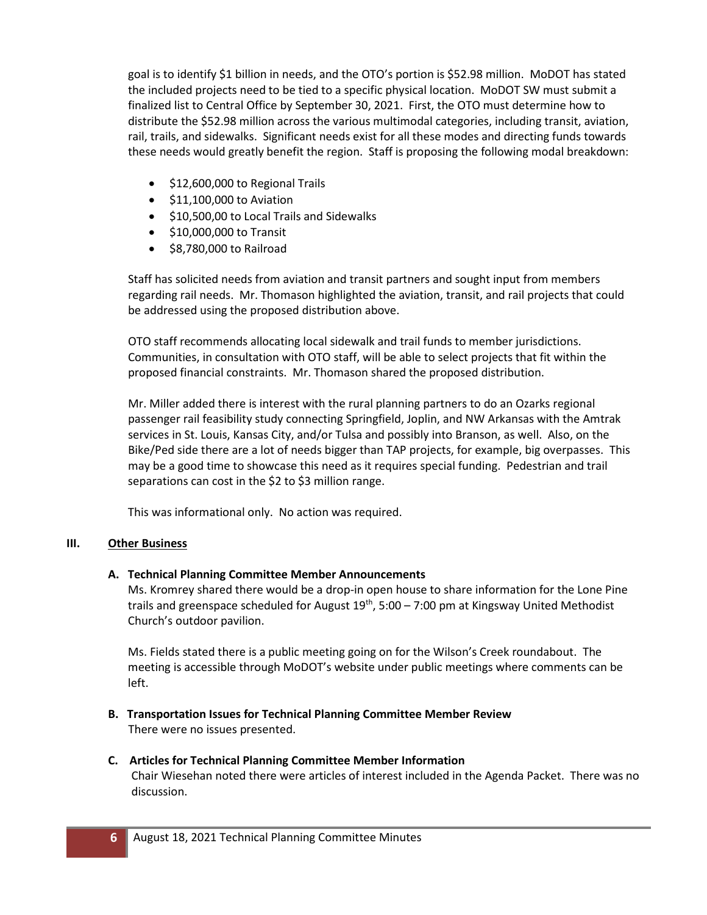goal is to identify $1 billion in needs, and the OTO's portion is $52.98 million. MoDOT has stated the included projects need to be tied to a specific physical location. MoDOT SW must submit a finalized list to Central Office by September 30, 2021. First, the OTO must determine how to distribute the $52.98 million across the various multimodal categories, including transit, aviation, rail, trails, and sidewalks. Significant needs exist for all these modes and directing funds towards these needs would greatly benefit the region. Staff is proposing the following modal breakdown:

- $12,600,000 to Regional Trails
- $11,100,000 to Aviation
- $10,500,00 to Local Trails and Sidewalks
- $10,000,000 to Transit
- $8,780,000 to Railroad

Staff has solicited needs from aviation and transit partners and sought input from members regarding rail needs. Mr. Thomason highlighted the aviation, transit, and rail projects that could be addressed using the proposed distribution above.

OTO staff recommends allocating local sidewalk and trail funds to member jurisdictions. Communities, in consultation with OTO staff, will be able to select projects that fit within the proposed financial constraints. Mr. Thomason shared the proposed distribution.

Mr. Miller added there is interest with the rural planning partners to do an Ozarks regional passenger rail feasibility study connecting Springfield, Joplin, and NW Arkansas with the Amtrak services in St. Louis, Kansas City, and/or Tulsa and possibly into Branson, as well. Also, on the Bike/Ped side there are a lot of needs bigger than TAP projects, for example, big overpasses. This may be a good time to showcase this need as it requires special funding. Pedestrian and trail separations can cost in the $2 to $3 million range.

This was informational only. No action was required.

## III. Other Business

### A. Technical Planning Committee Member Announcements

Ms. Kromrey shared there would be a drop-in open house to share information for the Lone Pine trails and greenspace scheduled for August 19th, 5:00 – 7:00 pm at Kingsway United Methodist Church's outdoor pavilion.

Ms. Fields stated there is a public meeting going on for the Wilson's Creek roundabout. The meeting is accessible through MoDOT's website under public meetings where comments can be left.

### B. Transportation Issues for Technical Planning Committee Member Review

There were no issues presented.

### C. Articles for Technical Planning Committee Member Information

Chair Wiesehan noted there were articles of interest included in the Agenda Packet. There was no discussion.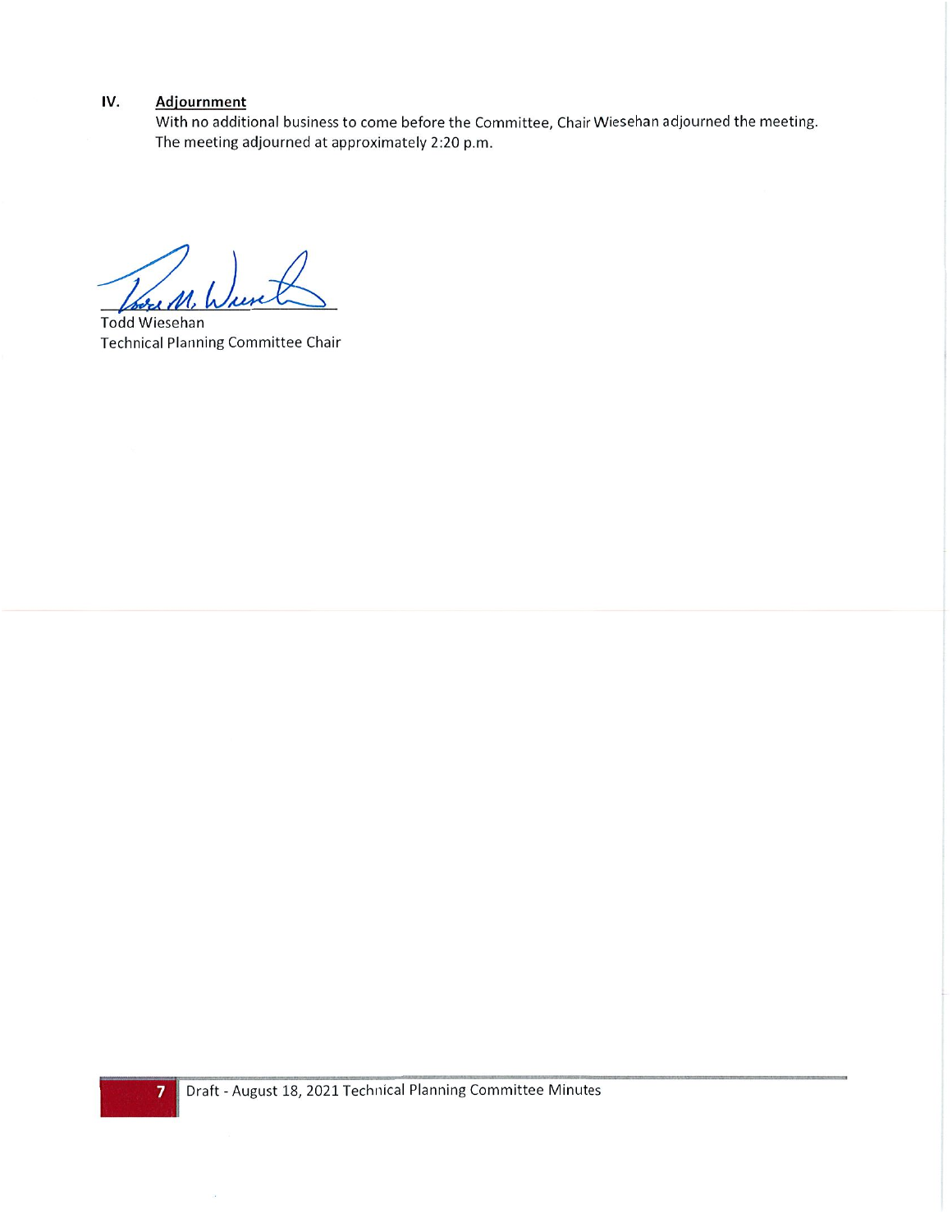## IV. Adjournment

With no additional business to come before the Committee, Chair Wiesehan adjourned the meeting. The meeting adjourned at approximately 2:20 p.m.

Todd Wiesehan
Technical Planning Committee Chair